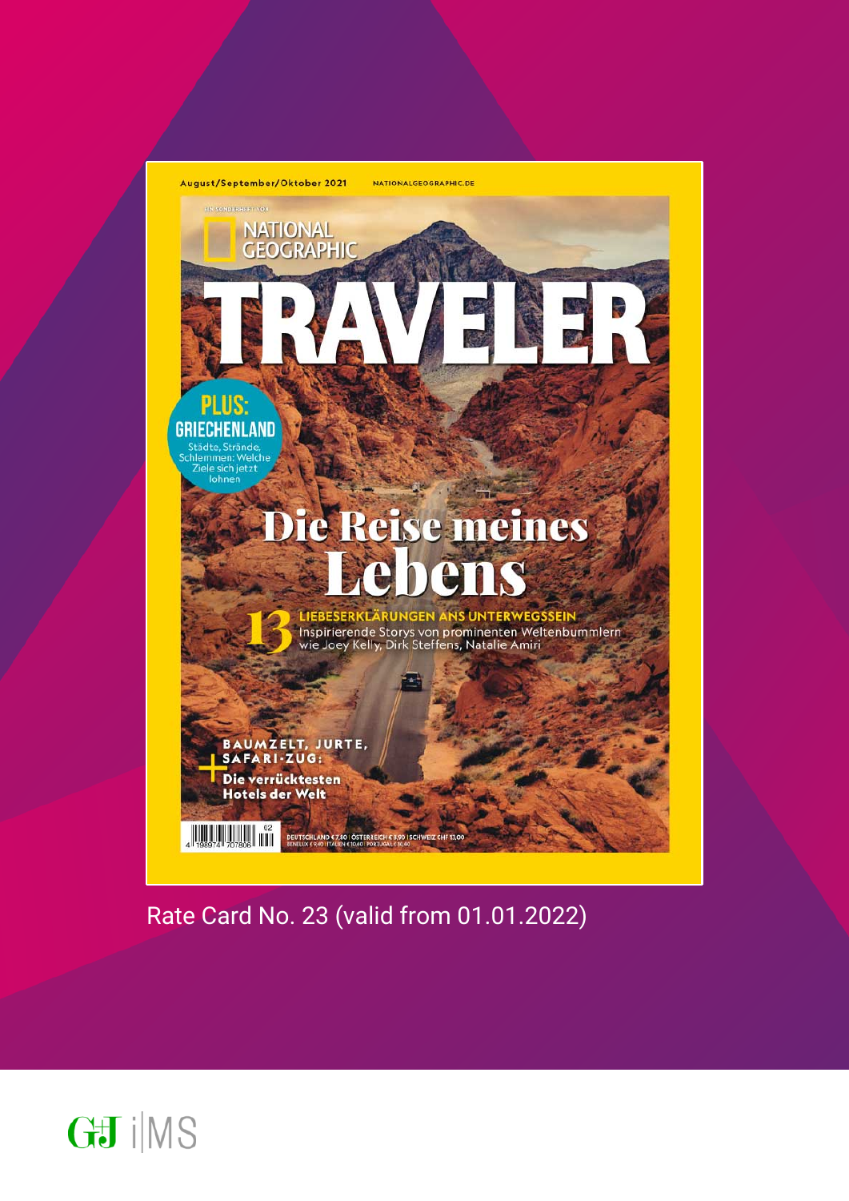August/September/Oktober 2021 NATIONALGEOGRAPHIC.DE

EIN SONDERHEFT VON

NATIONAL GEOGRAPHIC

# TRAVELER

PLUS: GRIECHENLAND

Städte, Strände, Schlemmen: Welche Ziele sich jetzt lohnen

## Die Reise meines Lebens

13 LIEBESERKLÄRUNGEN ANS UNTERWEGSSEIN

Inspirierende Storys von prominenten Weltenbummlern wie Joey Kelly, Dirk Steffens, Natalie Amiri

+ BAUMZELT, JURTE, SAFARI-ZUG: Die verrücktesten Hotels der Welt

DEUTSCHLAND € 7,80 | ÖSTERREICH € 8,90 | SCHWEIZ CHF 13,00
BENELUX € 9,40 | ITALIEN € 10,40 | PORTUGAL € 10,40

Rate Card No. 23 (valid from 01.01.2022)

G+J iMS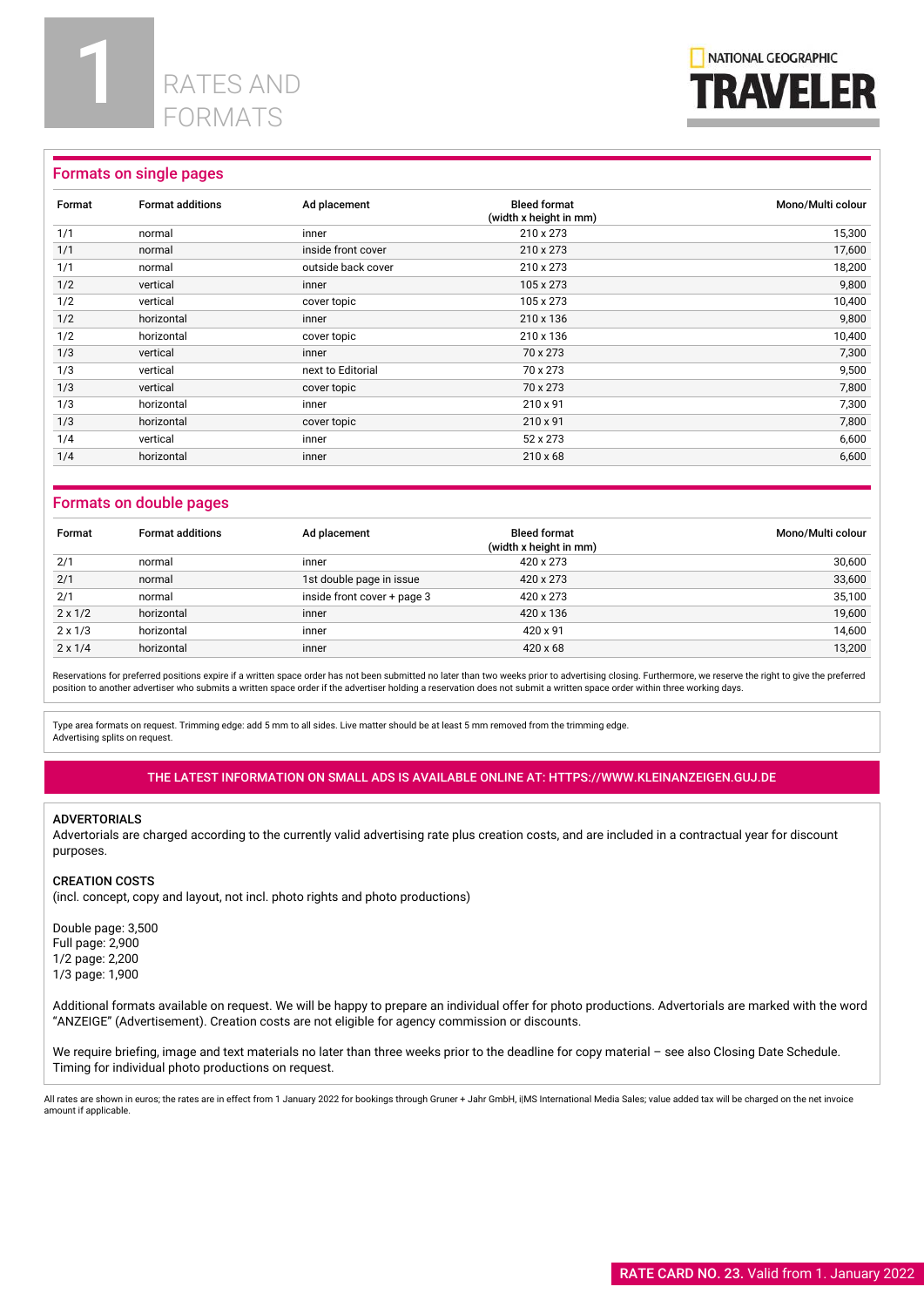# 1 RATES AND FORMATS

NATIONAL GEOGRAPHIC TRAVELER

## Formats on single pages

| Format | Format additions | Ad placement | Bleed format (width x height in mm) | Mono/Multi colour |
|---|---|---|---|---|
| 1/1 | normal | inner | 210 x 273 | 15,300 |
| 1/1 | normal | inside front cover | 210 x 273 | 17,600 |
| 1/1 | normal | outside back cover | 210 x 273 | 18,200 |
| 1/2 | vertical | inner | 105 x 273 | 9,800 |
| 1/2 | vertical | cover topic | 105 x 273 | 10,400 |
| 1/2 | horizontal | inner | 210 x 136 | 9,800 |
| 1/2 | horizontal | cover topic | 210 x 136 | 10,400 |
| 1/3 | vertical | inner | 70 x 273 | 7,300 |
| 1/3 | vertical | next to Editorial | 70 x 273 | 9,500 |
| 1/3 | vertical | cover topic | 70 x 273 | 7,800 |
| 1/3 | horizontal | inner | 210 x 91 | 7,300 |
| 1/3 | horizontal | cover topic | 210 x 91 | 7,800 |
| 1/4 | vertical | inner | 52 x 273 | 6,600 |
| 1/4 | horizontal | inner | 210 x 68 | 6,600 |

## Formats on double pages

| Format | Format additions | Ad placement | Bleed format (width x height in mm) | Mono/Multi colour |
|---|---|---|---|---|
| 2/1 | normal | inner | 420 x 273 | 30,600 |
| 2/1 | normal | 1st double page in issue | 420 x 273 | 33,600 |
| 2/1 | normal | inside front cover + page 3 | 420 x 273 | 35,100 |
| 2 x 1/2 | horizontal | inner | 420 x 136 | 19,600 |
| 2 x 1/3 | horizontal | inner | 420 x 91 | 14,600 |
| 2 x 1/4 | horizontal | inner | 420 x 68 | 13,200 |

Reservations for preferred positions expire if a written space order has not been submitted no later than two weeks prior to advertising closing. Furthermore, we reserve the right to give the preferred position to another advertiser who submits a written space order if the advertiser holding a reservation does not submit a written space order within three working days.

Type area formats on request. Trimming edge: add 5 mm to all sides. Live matter should be at least 5 mm removed from the trimming edge.
Advertising splits on request.

**THE LATEST INFORMATION ON SMALL ADS IS AVAILABLE ONLINE AT: HTTPS://WWW.KLEINANZEIGEN.GUJ.DE**

### ADVERTORIALS

Advertorials are charged according to the currently valid advertising rate plus creation costs, and are included in a contractual year for discount purposes.

### CREATION COSTS

(incl. concept, copy and layout, not incl. photo rights and photo productions)

Double page: 3,500
Full page: 2,900
1/2 page: 2,200
1/3 page: 1,900

Additional formats available on request. We will be happy to prepare an individual offer for photo productions. Advertorials are marked with the word "ANZEIGE" (Advertisement). Creation costs are not eligible for agency commission or discounts.

We require briefing, image and text materials no later than three weeks prior to the deadline for copy material – see also Closing Date Schedule. Timing for individual photo productions on request.

All rates are shown in euros; the rates are in effect from 1 January 2022 for bookings through Gruner + Jahr GmbH, i|MS International Media Sales; value added tax will be charged on the net invoice amount if applicable.

**RATE CARD NO. 23.** Valid from 1. January 2022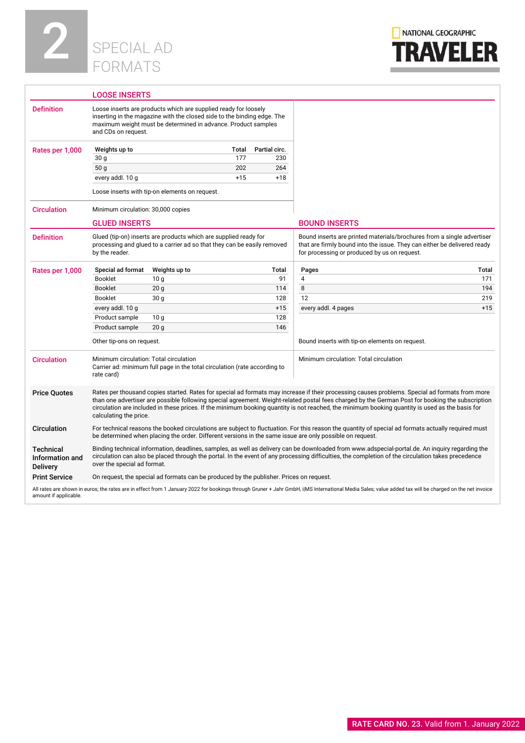# 2 SPECIAL AD FORMATS

NATIONAL GEOGRAPHIC TRAVELER

## LOOSE INSERTS

**Definition**

Loose inserts are products which are supplied ready for loosely inserting in the magazine with the closed side to the binding edge. The maximum weight must be determined in advance. Product samples and CDs on request.

**Rates per 1,000**

| Weights up to | Total | Partial circ. |
|---|---|---|
| 30 g | 177 | 230 |
| 50 g | 202 | 264 |
| every addl. 10 g | +15 | +18 |

Loose inserts with tip-on elements on request.

**Circulation**

Minimum circulation: 30,000 copies

## GLUED INSERTS

**Definition**

Glued (tip-on) inserts are products which are supplied ready for processing and glued to a carrier ad so that they can be easily removed by the reader.

**Rates per 1,000**

| Special ad format | Weights up to | Total |
|---|---|---|
| Booklet | 10 g | 91 |
| Booklet | 20 g | 114 |
| Booklet | 30 g | 128 |
| every addl. 10 g | | +15 |
| Product sample | 10 g | 128 |
| Product sample | 20 g | 146 |

Other tip-ons on request.

**Circulation**

Minimum circulation: Total circulation
Carrier ad: minimum full page in the total circulation (rate according to rate card)

## BOUND INSERTS

**Definition**

Bound inserts are printed materials/brochures from a single advertiser that are firmly bound into the issue. They can either be delivered ready for processing or produced by us on request.

**Rates per 1,000**

| Pages | Total |
|---|---|
| 4 | 171 |
| 8 | 194 |
| 12 | 219 |
| every addl. 4 pages | +15 |

Bound inserts with tip-on elements on request.

**Circulation**

Minimum circulation: Total circulation

---

**Price Quotes**

Rates per thousand copies started. Rates for special ad formats may increase if their processing causes problems. Special ad formats from more than one advertiser are possible following special agreement. Weight-related postal fees charged by the German Post for booking the subscription circulation are included in these prices. If the minimum booking quantity is not reached, the minimum booking quantity is used as the basis for calculating the price.

**Circulation**

For technical reasons the booked circulations are subject to fluctuation. For this reason the quantity of special ad formats actually required must be determined when placing the order. Different versions in the same issue are only possible on request.

**Technical Information and Delivery**

Binding technical information, deadlines, samples, as well as delivery can be downloaded from www.adspecial-portal.de. An inquiry regarding the circulation can also be placed through the portal. In the event of any processing difficulties, the completion of the circulation takes precedence over the special ad format.

**Print Service**

On request, the special ad formats can be produced by the publisher. Prices on request.

All rates are shown in euros; the rates are in effect from 1 January 2022 for bookings through Gruner + Jahr GmbH, i|MS International Media Sales; value added tax will be charged on the net invoice amount if applicable.

**RATE CARD NO. 23.** Valid from 1. January 2022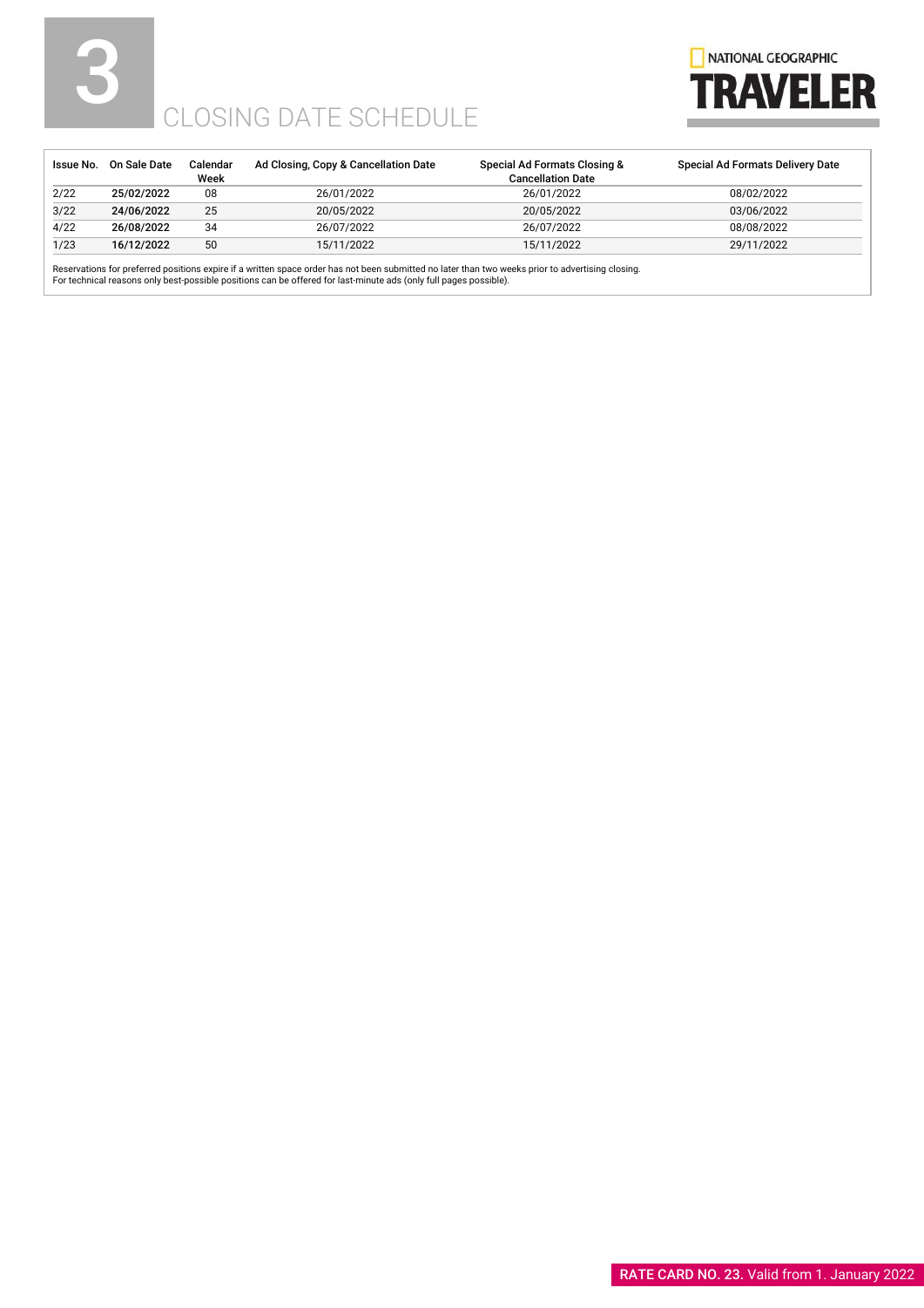# 3 CLOSING DATE SCHEDULE

| Issue No. | On Sale Date | Calendar Week | Ad Closing, Copy & Cancellation Date | Special Ad Formats Closing & Cancellation Date | Special Ad Formats Delivery Date |
|---|---|---|---|---|---|
| 2/22 | **25/02/2022** | 08 | 26/01/2022 | 26/01/2022 | 08/02/2022 |
| 3/22 | **24/06/2022** | 25 | 20/05/2022 | 20/05/2022 | 03/06/2022 |
| 4/22 | **26/08/2022** | 34 | 26/07/2022 | 26/07/2022 | 08/08/2022 |
| 1/23 | **16/12/2022** | 50 | 15/11/2022 | 15/11/2022 | 29/11/2022 |

Reservations for preferred positions expire if a written space order has not been submitted no later than two weeks prior to advertising closing.
For technical reasons only best-possible positions can be offered for last-minute ads (only full pages possible).

**RATE CARD NO. 23.** Valid from 1. January 2022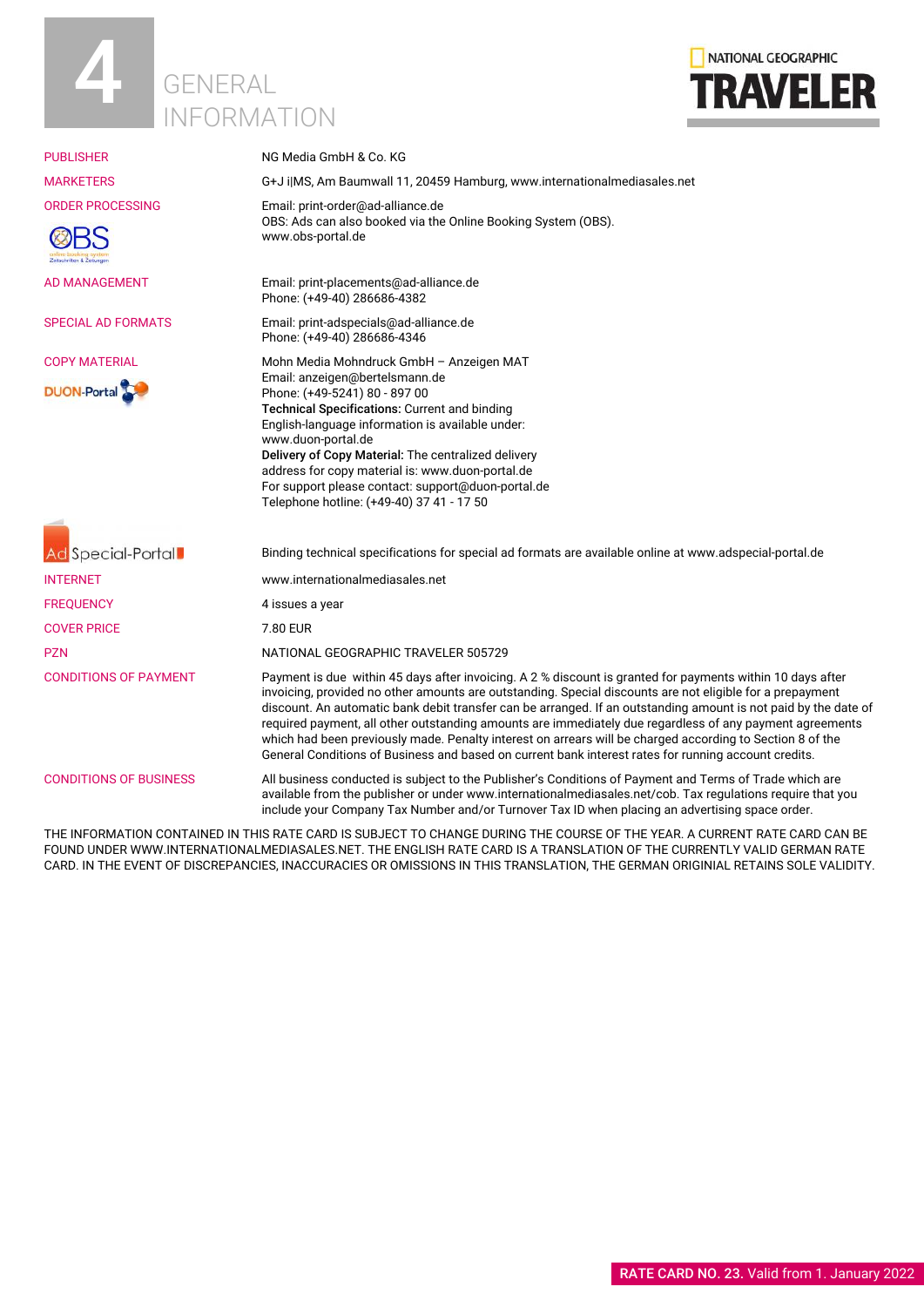# 4 GENERAL INFORMATION

NATIONAL GEOGRAPHIC TRAVELER

| | |
|---|---|
| PUBLISHER | NG Media GmbH & Co. KG |
| MARKETERS | G+J i\|MS, Am Baumwall 11, 20459 Hamburg, www.internationalmediasales.net |
| ORDER PROCESSING | Email: print-order@ad-alliance.de<br>OBS: Ads can also booked via the Online Booking System (OBS).<br>www.obs-portal.de |
| AD MANAGEMENT | Email: print-placements@ad-alliance.de<br>Phone: (+49-40) 286686-4382 |
| SPECIAL AD FORMATS | Email: print-adspecials@ad-alliance.de<br>Phone: (+49-40) 286686-4346 |
| COPY MATERIAL | Mohn Media Mohndruck GmbH – Anzeigen MAT<br>Email: anzeigen@bertelsmann.de<br>Phone: (+49-5241) 80 - 897 00<br>**Technical Specifications:** Current and binding English-language information is available under: www.duon-portal.de<br>**Delivery of Copy Material:** The centralized delivery address for copy material is: www.duon-portal.de<br>For support please contact: support@duon-portal.de<br>Telephone hotline: (+49-40) 37 41 - 17 50 |
| Ad Special-Portal | Binding technical specifications for special ad formats are available online at www.adspecial-portal.de |
| INTERNET | www.internationalmediasales.net |
| FREQUENCY | 4 issues a year |
| COVER PRICE | 7.80 EUR |
| PZN | NATIONAL GEOGRAPHIC TRAVELER 505729 |
| CONDITIONS OF PAYMENT | Payment is due within 45 days after invoicing. A 2 % discount is granted for payments within 10 days after invoicing, provided no other amounts are outstanding. Special discounts are not eligible for a prepayment discount. An automatic bank debit transfer can be arranged. If an outstanding amount is not paid by the date of required payment, all other outstanding amounts are immediately due regardless of any payment agreements which had been previously made. Penalty interest on arrears will be charged according to Section 8 of the General Conditions of Business and based on current bank interest rates for running account credits. |
| CONDITIONS OF BUSINESS | All business conducted is subject to the Publisher's Conditions of Payment and Terms of Trade which are available from the publisher or under www.internationalmediasales.net/cob. Tax regulations require that you include your Company Tax Number and/or Turnover Tax ID when placing an advertising space order. |

THE INFORMATION CONTAINED IN THIS RATE CARD IS SUBJECT TO CHANGE DURING THE COURSE OF THE YEAR. A CURRENT RATE CARD CAN BE FOUND UNDER WWW.INTERNATIONALMEDIASALES.NET. THE ENGLISH RATE CARD IS A TRANSLATION OF THE CURRENTLY VALID GERMAN RATE CARD. IN THE EVENT OF DISCREPANCIES, INACCURACIES OR OMISSIONS IN THIS TRANSLATION, THE GERMAN ORIGINIAL RETAINS SOLE VALIDITY.

**RATE CARD NO. 23.** Valid from 1. January 2022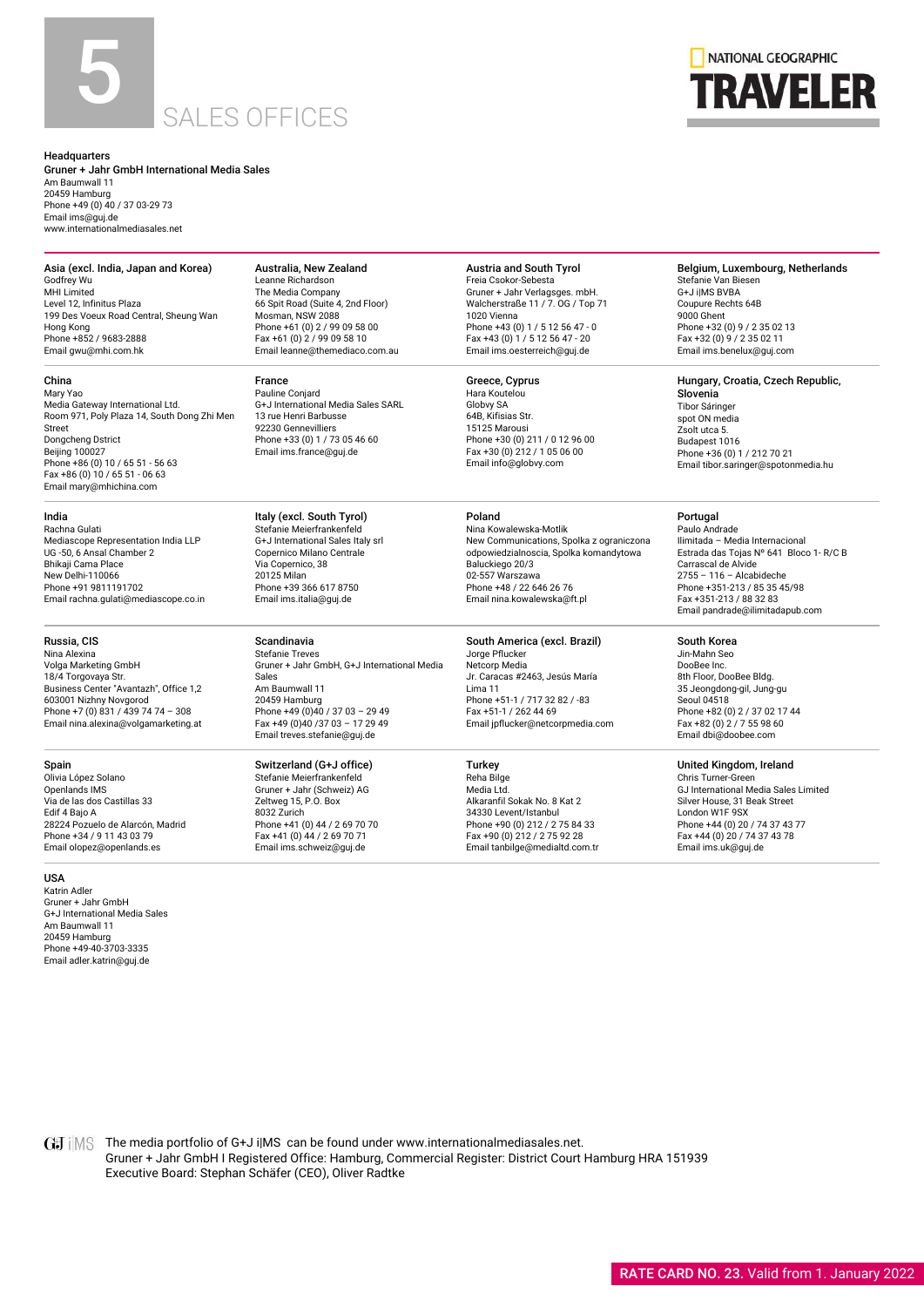# 5 SALES OFFICES

NATIONAL GEOGRAPHIC TRAVELER

### Headquarters

**Gruner + Jahr GmbH International Media Sales**
Am Baumwall 11
20459 Hamburg
Phone +49 (0) 40 / 37 03-29 73
Email ims@guj.de
www.internationalmediasales.net

### Asia (excl. India, Japan and Korea)

Godfrey Wu
MHI Limited
Level 12, Infinitus Plaza
199 Des Voeux Road Central, Sheung Wan
Hong Kong
Phone +852 / 9683-2888
Email gwu@mhi.com.hk

### Australia, New Zealand

Leanne Richardson
The Media Company
66 Spit Road (Suite 4, 2nd Floor)
Mosman, NSW 2088
Phone +61 (0) 2 / 99 09 58 00
Fax +61 (0) 2 / 99 09 58 10
Email leanne@themediaco.com.au

### Austria and South Tyrol

Freia Csokor-Sebesta
Gruner + Jahr Verlagsges. mbH.
Walcherstraße 11 / 7. OG / Top 71
1020 Vienna
Phone +43 (0) 1 / 5 12 56 47 - 0
Fax +43 (0) 1 / 5 12 56 47 - 20
Email ims.oesterreich@guj.de

### Belgium, Luxembourg, Netherlands

Stefanie Van Biesen
G+J i|MS BVBA
Coupure Rechts 64B
9000 Ghent
Phone +32 (0) 9 / 2 35 02 13
Fax +32 (0) 9 / 2 35 02 11
Email ims.benelux@guj.com

### China

Mary Yao
Media Gateway International Ltd.
Room 971, Poly Plaza 14, South Dong Zhi Men Street
Dongcheng Dstrict
Beijing 100027
Phone +86 (0) 10 / 65 51 - 56 63
Fax +86 (0) 10 / 65 51 - 06 63
Email mary@mhichina.com

### France

Pauline Conjard
G+J International Media Sales SARL
13 rue Henri Barbusse
92230 Gennevilliers
Phone +33 (0) 1 / 73 05 46 60
Email ims.france@guj.de

### Greece, Cyprus

Hara Koutelou
Globvy SA
64B, Kifisias Str.
15125 Marousi
Phone +30 (0) 211 / 0 12 96 00
Fax +30 (0) 212 / 1 05 06 00
Email info@globvy.com

### Hungary, Croatia, Czech Republic, Slovenia

Tibor Sáringer
spot ON media
Zsolt utca 5.
Budapest 1016
Phone +36 (0) 1 / 212 70 21
Email tibor.saringer@spotonmedia.hu

### India

Rachna Gulati
Mediascope Representation India LLP
UG -50, 6 Ansal Chamber 2
Bhikaji Cama Place
New Delhi-110066
Phone +91 9811191702
Email rachna.gulati@mediascope.co.in

### Italy (excl. South Tyrol)

Stefanie Meierfrankenfeld
G+J International Sales Italy srl
Copernico Milano Centrale
Via Copernico, 38
20125 Milan
Phone +39 366 617 8750
Email ims.italia@guj.de

### Poland

Nina Kowalewska-Motlik
New Communications, Spolka z ograniczona odpowiedzialnoscia, Spolka komandytowa
Baluckiego 20/3
02-557 Warszawa
Phone +48 / 22 646 26 76
Email nina.kowalewska@ft.pl

### Portugal

Paulo Andrade
Ilimitada – Media Internacional
Estrada das Tojas Nº 641 Bloco 1- R/C B
Carrascal de Alvide
2755 – 116 – Alcabideche
Phone +351-213 / 85 35 45/98
Fax +351-213 / 88 32 83
Email pandrade@ilimitadapub.com

### Russia, CIS

Nina Alexina
Volga Marketing GmbH
18/4 Torgovaya Str.
Business Center "Avantazh", Office 1,2
603001 Nizhny Novgorod
Phone +7 (0) 831 / 439 74 74 – 308
Email nina.alexina@volgamarketing.at

### Scandinavia

Stefanie Treves
Gruner + Jahr GmbH, G+J International Media Sales
Am Baumwall 11
20459 Hamburg
Phone +49 (0)40 / 37 03 – 29 49
Fax +49 (0)40 /37 03 – 17 29 49
Email treves.stefanie@guj.de

### South America (excl. Brazil)

Jorge Pflucker
Netcorp Media
Jr. Caracas #2463, Jesús María
Lima 11
Phone +51-1 / 717 32 82 / -83
Fax +51-1 / 262 44 69
Email jpflucker@netcorpmedia.com

### South Korea

Jin-Mahn Seo
DooBee Inc.
8th Floor, DooBee Bldg.
35 Jeongdong-gil, Jung-gu
Seoul 04518
Phone +82 (0) 2 / 37 02 17 44
Fax +82 (0) 2 / 7 55 98 60
Email dbi@doobee.com

### Spain

Olivia López Solano
Openlands IMS
Via de las dos Castillas 33
Edif 4 Bajo A
28224 Pozuelo de Alarcón, Madrid
Phone +34 / 9 11 43 03 79
Email olopez@openlands.es

### Switzerland (G+J office)

Stefanie Meierfrankenfeld
Gruner + Jahr (Schweiz) AG
Zeltweg 15, P.O. Box
8032 Zurich
Phone +41 (0) 44 / 2 69 70 70
Fax +41 (0) 44 / 2 69 70 71
Email ims.schweiz@guj.de

### Turkey

Reha Bilge
Media Ltd.
Alkaranfil Sokak No. 8 Kat 2
34330 Levent/Istanbul
Phone +90 (0) 212 / 2 75 84 33
Fax +90 (0) 212 / 2 75 92 28
Email tanbilge@medialtd.com.tr

### United Kingdom, Ireland

Chris Turner-Green
GJ International Media Sales Limited
Silver House, 31 Beak Street
London W1F 9SX
Phone +44 (0) 20 / 74 37 43 77
Fax +44 (0) 20 / 74 37 43 78
Email ims.uk@guj.de

### USA

Katrin Adler
Gruner + Jahr GmbH
G+J International Media Sales
Am Baumwall 11
20459 Hamburg
Phone +49-40-3703-3335
Email adler.katrin@guj.de

G+J i|MS The media portfolio of G+J i|MS can be found under www.internationalmediasales.net.
Gruner + Jahr GmbH I Registered Office: Hamburg, Commercial Register: District Court Hamburg HRA 151939
Executive Board: Stephan Schäfer (CEO), Oliver Radtke

**RATE CARD NO. 23.** Valid from 1. January 2022